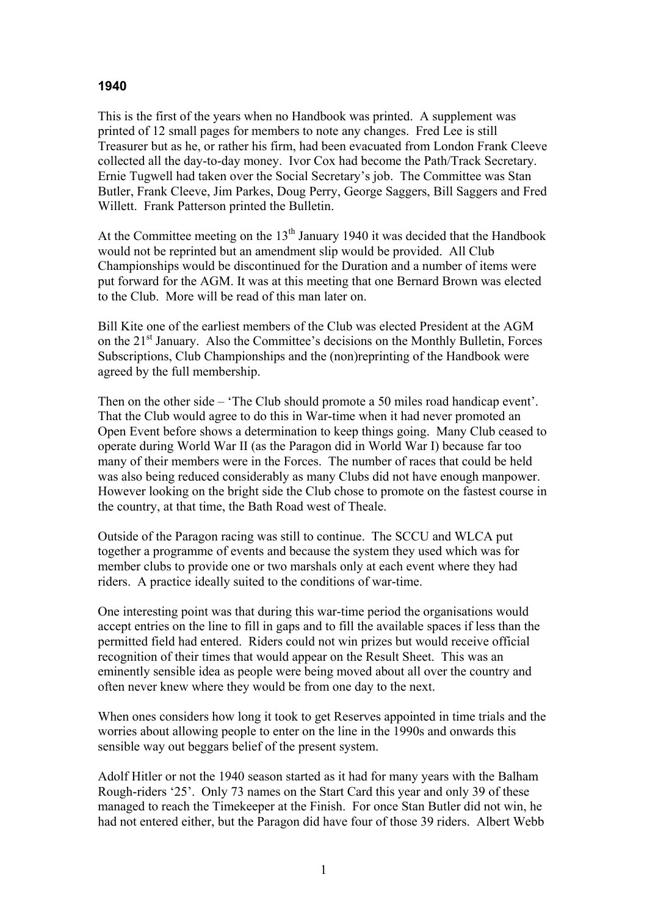**1940**

This is the first of the years when no Handbook was printed. A supplement was printed of 12 small pages for members to note any changes. Fred Lee is still Treasurer but as he, or rather his firm, had been evacuated from London Frank Cleeve collected all the day-to-day money. Ivor Cox had become the Path/Track Secretary. Ernie Tugwell had taken over the Social Secretary's job. The Committee was Stan Butler, Frank Cleeve, Jim Parkes, Doug Perry, George Saggers, Bill Saggers and Fred Willett. Frank Patterson printed the Bulletin.

At the Committee meeting on the 13th January 1940 it was decided that the Handbook would not be reprinted but an amendment slip would be provided. All Club Championships would be discontinued for the Duration and a number of items were put forward for the AGM. It was at this meeting that one Bernard Brown was elected to the Club. More will be read of this man later on.

Bill Kite one of the earliest members of the Club was elected President at the AGM on the 21st January. Also the Committee's decisions on the Monthly Bulletin, Forces Subscriptions, Club Championships and the (non)reprinting of the Handbook were agreed by the full membership.

Then on the other side – 'The Club should promote a 50 miles road handicap event'. That the Club would agree to do this in War-time when it had never promoted an Open Event before shows a determination to keep things going. Many Club ceased to operate during World War II (as the Paragon did in World War I) because far too many of their members were in the Forces. The number of races that could be held was also being reduced considerably as many Clubs did not have enough manpower. However looking on the bright side the Club chose to promote on the fastest course in the country, at that time, the Bath Road west of Theale.

Outside of the Paragon racing was still to continue. The SCCU and WLCA put together a programme of events and because the system they used which was for member clubs to provide one or two marshals only at each event where they had riders. A practice ideally suited to the conditions of war-time.

One interesting point was that during this war-time period the organisations would accept entries on the line to fill in gaps and to fill the available spaces if less than the permitted field had entered. Riders could not win prizes but would receive official recognition of their times that would appear on the Result Sheet. This was an eminently sensible idea as people were being moved about all over the country and often never knew where they would be from one day to the next.

When ones considers how long it took to get Reserves appointed in time trials and the worries about allowing people to enter on the line in the 1990s and onwards this sensible way out beggars belief of the present system.

Adolf Hitler or not the 1940 season started as it had for many years with the Balham Rough-riders '25'. Only 73 names on the Start Card this year and only 39 of these managed to reach the Timekeeper at the Finish. For once Stan Butler did not win, he had not entered either, but the Paragon did have four of those 39 riders. Albert Webb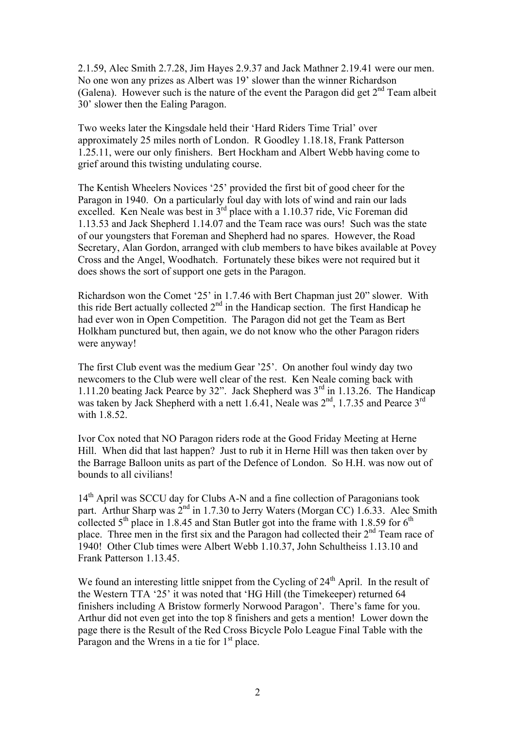2.1.59, Alec Smith 2.7.28, Jim Hayes 2.9.37 and Jack Mathner 2.19.41 were our men. No one won any prizes as Albert was 19' slower than the winner Richardson (Galena). However such is the nature of the event the Paragon did get 2nd Team albeit 30' slower then the Ealing Paragon.

Two weeks later the Kingsdale held their 'Hard Riders Time Trial' over approximately 25 miles north of London. R Goodley 1.18.18, Frank Patterson 1.25.11, were our only finishers. Bert Hockham and Albert Webb having come to grief around this twisting undulating course.

The Kentish Wheelers Novices '25' provided the first bit of good cheer for the Paragon in 1940. On a particularly foul day with lots of wind and rain our lads excelled. Ken Neale was best in 3rd place with a 1.10.37 ride, Vic Foreman did 1.13.53 and Jack Shepherd 1.14.07 and the Team race was ours! Such was the state of our youngsters that Foreman and Shepherd had no spares. However, the Road Secretary, Alan Gordon, arranged with club members to have bikes available at Povey Cross and the Angel, Woodhatch. Fortunately these bikes were not required but it does shows the sort of support one gets in the Paragon.

Richardson won the Comet '25' in 1.7.46 with Bert Chapman just 20" slower. With this ride Bert actually collected 2nd in the Handicap section. The first Handicap he had ever won in Open Competition. The Paragon did not get the Team as Bert Holkham punctured but, then again, we do not know who the other Paragon riders were anyway!

The first Club event was the medium Gear '25'. On another foul windy day two newcomers to the Club were well clear of the rest. Ken Neale coming back with 1.11.20 beating Jack Pearce by 32". Jack Shepherd was 3rd in 1.13.26. The Handicap was taken by Jack Shepherd with a nett 1.6.41, Neale was 2nd, 1.7.35 and Pearce 3rd with 1.8.52.

Ivor Cox noted that NO Paragon riders rode at the Good Friday Meeting at Herne Hill. When did that last happen? Just to rub it in Herne Hill was then taken over by the Barrage Balloon units as part of the Defence of London. So H.H. was now out of bounds to all civilians!

14th April was SCCU day for Clubs A-N and a fine collection of Paragonians took part. Arthur Sharp was 2nd in 1.7.30 to Jerry Waters (Morgan CC) 1.6.33. Alec Smith collected 5th place in 1.8.45 and Stan Butler got into the frame with 1.8.59 for 6th place. Three men in the first six and the Paragon had collected their 2nd Team race of 1940! Other Club times were Albert Webb 1.10.37, John Schultheiss 1.13.10 and Frank Patterson 1.13.45.

We found an interesting little snippet from the Cycling of 24th April. In the result of the Western TTA '25' it was noted that 'HG Hill (the Timekeeper) returned 64 finishers including A Bristow formerly Norwood Paragon'. There's fame for you. Arthur did not even get into the top 8 finishers and gets a mention! Lower down the page there is the Result of the Red Cross Bicycle Polo League Final Table with the Paragon and the Wrens in a tie for 1st place.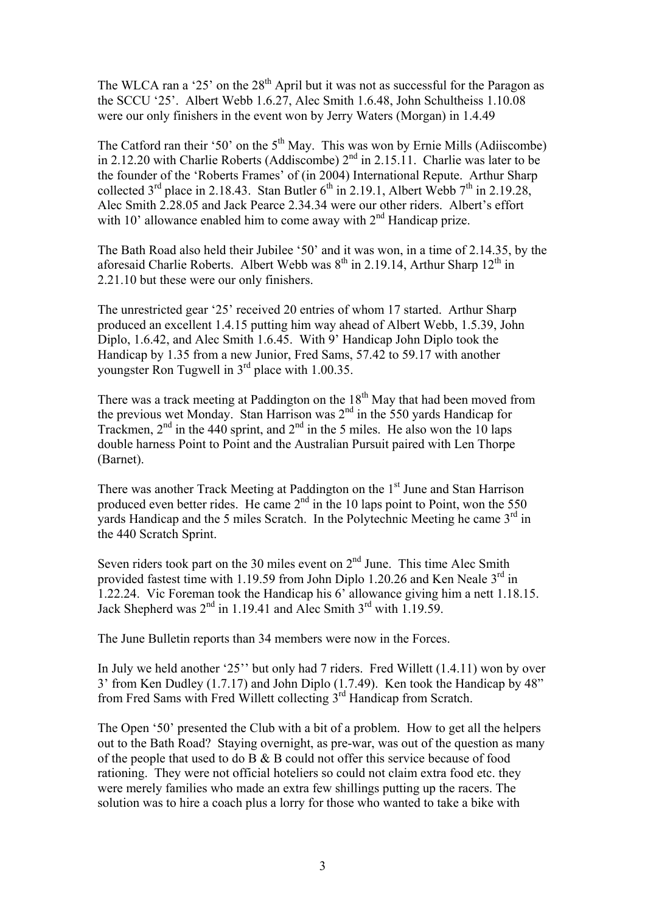The WLCA ran a '25' on the 28th April but it was not as successful for the Paragon as the SCCU '25'. Albert Webb 1.6.27, Alec Smith 1.6.48, John Schultheiss 1.10.08 were our only finishers in the event won by Jerry Waters (Morgan) in 1.4.49

The Catford ran their '50' on the 5th May. This was won by Ernie Mills (Adiiscombe) in 2.12.20 with Charlie Roberts (Addiscombe) 2nd in 2.15.11. Charlie was later to be the founder of the 'Roberts Frames' of (in 2004) International Repute. Arthur Sharp collected 3rd place in 2.18.43. Stan Butler 6th in 2.19.1, Albert Webb 7th in 2.19.28, Alec Smith 2.28.05 and Jack Pearce 2.34.34 were our other riders. Albert's effort with 10' allowance enabled him to come away with 2nd Handicap prize.

The Bath Road also held their Jubilee '50' and it was won, in a time of 2.14.35, by the aforesaid Charlie Roberts. Albert Webb was 8th in 2.19.14, Arthur Sharp 12th in 2.21.10 but these were our only finishers.

The unrestricted gear '25' received 20 entries of whom 17 started. Arthur Sharp produced an excellent 1.4.15 putting him way ahead of Albert Webb, 1.5.39, John Diplo, 1.6.42, and Alec Smith 1.6.45. With 9' Handicap John Diplo took the Handicap by 1.35 from a new Junior, Fred Sams, 57.42 to 59.17 with another youngster Ron Tugwell in 3rd place with 1.00.35.

There was a track meeting at Paddington on the 18th May that had been moved from the previous wet Monday. Stan Harrison was 2nd in the 550 yards Handicap for Trackmen, 2nd in the 440 sprint, and 2nd in the 5 miles. He also won the 10 laps double harness Point to Point and the Australian Pursuit paired with Len Thorpe (Barnet).

There was another Track Meeting at Paddington on the 1st June and Stan Harrison produced even better rides. He came 2nd in the 10 laps point to Point, won the 550 yards Handicap and the 5 miles Scratch. In the Polytechnic Meeting he came 3rd in the 440 Scratch Sprint.

Seven riders took part on the 30 miles event on 2nd June. This time Alec Smith provided fastest time with 1.19.59 from John Diplo 1.20.26 and Ken Neale 3rd in 1.22.24. Vic Foreman took the Handicap his 6' allowance giving him a nett 1.18.15. Jack Shepherd was 2nd in 1.19.41 and Alec Smith 3rd with 1.19.59.

The June Bulletin reports than 34 members were now in the Forces.

In July we held another '25'' but only had 7 riders. Fred Willett (1.4.11) won by over 3' from Ken Dudley (1.7.17) and John Diplo (1.7.49). Ken took the Handicap by 48" from Fred Sams with Fred Willett collecting 3rd Handicap from Scratch.

The Open '50' presented the Club with a bit of a problem. How to get all the helpers out to the Bath Road? Staying overnight, as pre-war, was out of the question as many of the people that used to do B & B could not offer this service because of food rationing. They were not official hoteliers so could not claim extra food etc. they were merely families who made an extra few shillings putting up the racers. The solution was to hire a coach plus a lorry for those who wanted to take a bike with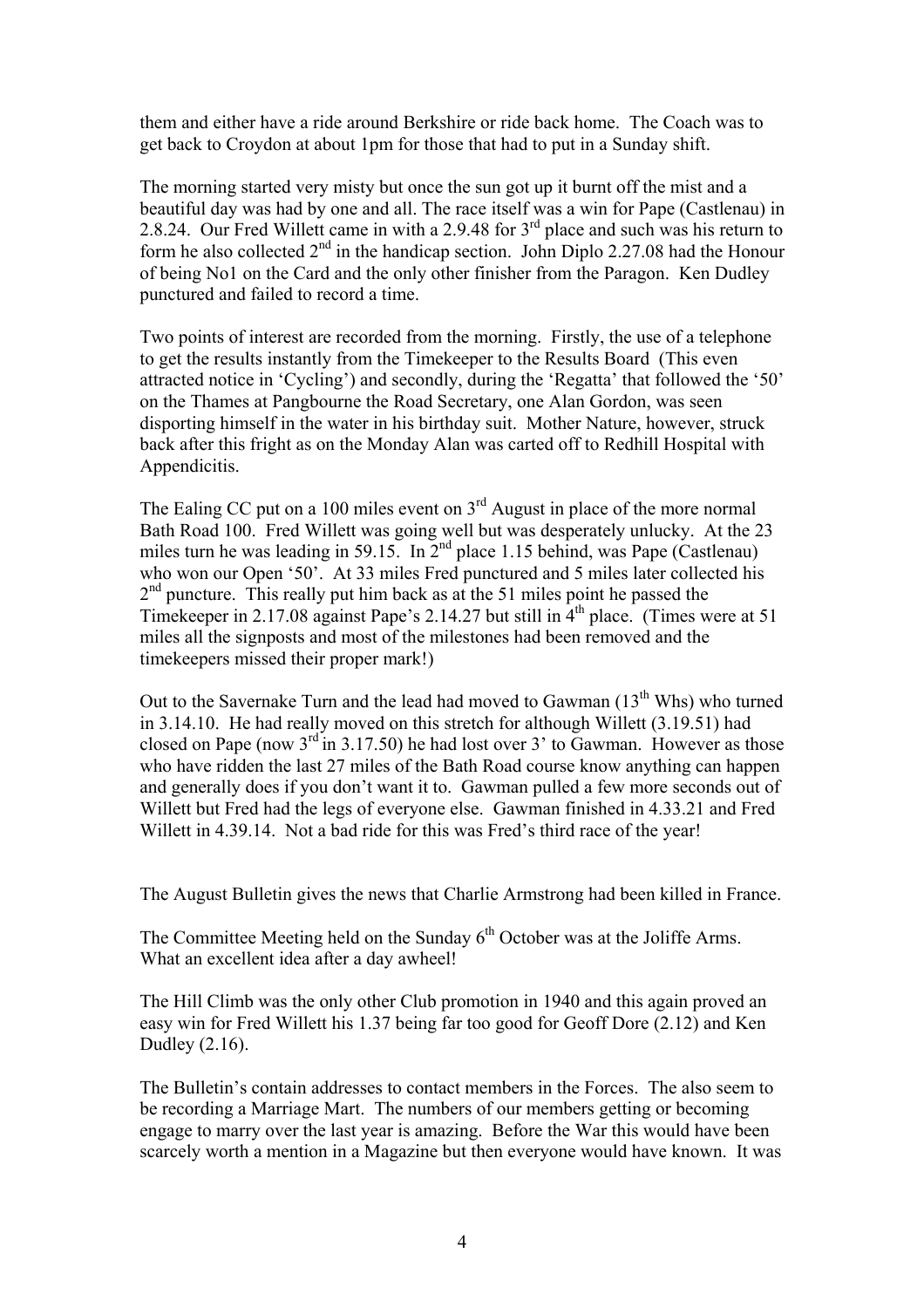them and either have a ride around Berkshire or ride back home. The Coach was to get back to Croydon at about 1pm for those that had to put in a Sunday shift.

The morning started very misty but once the sun got up it burnt off the mist and a beautiful day was had by one and all. The race itself was a win for Pape (Castlenau) in 2.8.24. Our Fred Willett came in with a 2.9.48 for 3rd place and such was his return to form he also collected 2nd in the handicap section. John Diplo 2.27.08 had the Honour of being No1 on the Card and the only other finisher from the Paragon. Ken Dudley punctured and failed to record a time.

Two points of interest are recorded from the morning. Firstly, the use of a telephone to get the results instantly from the Timekeeper to the Results Board (This even attracted notice in 'Cycling') and secondly, during the 'Regatta' that followed the '50' on the Thames at Pangbourne the Road Secretary, one Alan Gordon, was seen disporting himself in the water in his birthday suit. Mother Nature, however, struck back after this fright as on the Monday Alan was carted off to Redhill Hospital with Appendicitis.

The Ealing CC put on a 100 miles event on 3rd August in place of the more normal Bath Road 100. Fred Willett was going well but was desperately unlucky. At the 23 miles turn he was leading in 59.15. In 2nd place 1.15 behind, was Pape (Castlenau) who won our Open '50'. At 33 miles Fred punctured and 5 miles later collected his 2nd puncture. This really put him back as at the 51 miles point he passed the Timekeeper in 2.17.08 against Pape's 2.14.27 but still in 4th place. (Times were at 51 miles all the signposts and most of the milestones had been removed and the timekeepers missed their proper mark!)

Out to the Savernake Turn and the lead had moved to Gawman (13th Whs) who turned in 3.14.10. He had really moved on this stretch for although Willett (3.19.51) had closed on Pape (now 3rd in 3.17.50) he had lost over 3' to Gawman. However as those who have ridden the last 27 miles of the Bath Road course know anything can happen and generally does if you don't want it to. Gawman pulled a few more seconds out of Willett but Fred had the legs of everyone else. Gawman finished in 4.33.21 and Fred Willett in 4.39.14. Not a bad ride for this was Fred's third race of the year!

The August Bulletin gives the news that Charlie Armstrong had been killed in France.

The Committee Meeting held on the Sunday 6th October was at the Joliffe Arms. What an excellent idea after a day awheel!

The Hill Climb was the only other Club promotion in 1940 and this again proved an easy win for Fred Willett his 1.37 being far too good for Geoff Dore (2.12) and Ken Dudley (2.16).

The Bulletin's contain addresses to contact members in the Forces. The also seem to be recording a Marriage Mart. The numbers of our members getting or becoming engage to marry over the last year is amazing. Before the War this would have been scarcely worth a mention in a Magazine but then everyone would have known. It was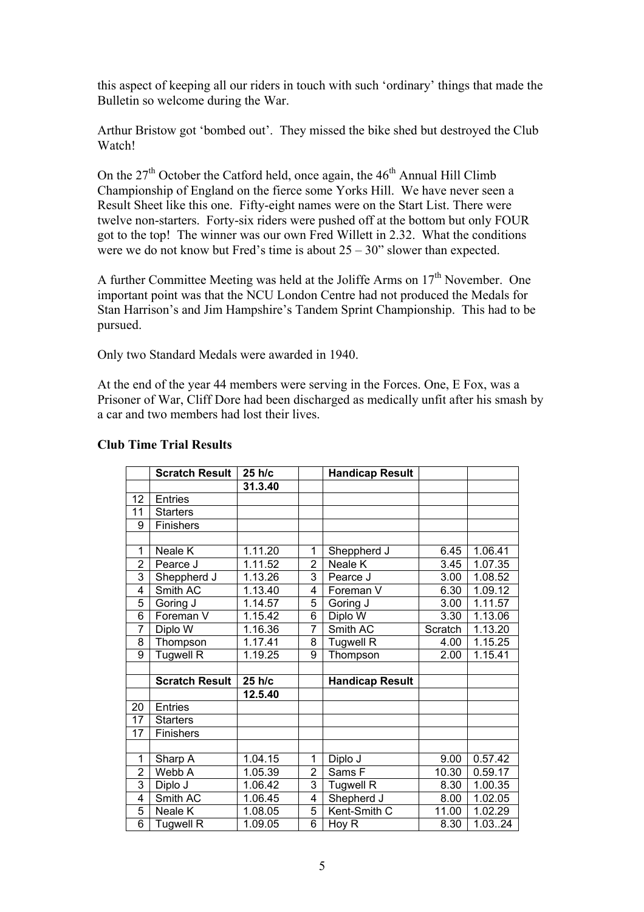this aspect of keeping all our riders in touch with such 'ordinary' things that made the Bulletin so welcome during the War.

Arthur Bristow got 'bombed out'. They missed the bike shed but destroyed the Club Watch!

On the 27th October the Catford held, once again, the 46th Annual Hill Climb Championship of England on the fierce some Yorks Hill. We have never seen a Result Sheet like this one. Fifty-eight names were on the Start List. There were twelve non-starters. Forty-six riders were pushed off at the bottom but only FOUR got to the top! The winner was our own Fred Willett in 2.32. What the conditions were we do not know but Fred's time is about 25 – 30" slower than expected.

A further Committee Meeting was held at the Joliffe Arms on 17th November. One important point was that the NCU London Centre had not produced the Medals for Stan Harrison's and Jim Hampshire's Tandem Sprint Championship. This had to be pursued.

Only two Standard Medals were awarded in 1940.

At the end of the year 44 members were serving in the Forces. One, E Fox, was a Prisoner of War, Cliff Dore had been discharged as medically unfit after his smash by a car and two members had lost their lives.

**Club Time Trial Results**

| | Scratch Result | 25 h/c | | Handicap Result | | |
|---|---|---|---|---|---|---|
| | | 31.3.40 | | | | |
| 12 | Entries | | | | | |
| 11 | Starters | | | | | |
| 9 | Finishers | | | | | |
| | | | | | | |
| 1 | Neale K | 1.11.20 | 1 | Sheppherd J | 6.45 | 1.06.41 |
| 2 | Pearce J | 1.11.52 | 2 | Neale K | 3.45 | 1.07.35 |
| 3 | Sheppherd J | 1.13.26 | 3 | Pearce J | 3.00 | 1.08.52 |
| 4 | Smith AC | 1.13.40 | 4 | Foreman V | 6.30 | 1.09.12 |
| 5 | Goring J | 1.14.57 | 5 | Goring J | 3.00 | 1.11.57 |
| 6 | Foreman V | 1.15.42 | 6 | Diplo W | 3.30 | 1.13.06 |
| 7 | Diplo W | 1.16.36 | 7 | Smith AC | Scratch | 1.13.20 |
| 8 | Thompson | 1.17.41 | 8 | Tugwell R | 4.00 | 1.15.25 |
| 9 | Tugwell R | 1.19.25 | 9 | Thompson | 2.00 | 1.15.41 |
| | | | | | | |
| | Scratch Result | 25 h/c | | Handicap Result | | |
| | | 12.5.40 | | | | |
| 20 | Entries | | | | | |
| 17 | Starters | | | | | |
| 17 | Finishers | | | | | |
| | | | | | | |
| 1 | Sharp A | 1.04.15 | 1 | Diplo J | 9.00 | 0.57.42 |
| 2 | Webb A | 1.05.39 | 2 | Sams F | 10.30 | 0.59.17 |
| 3 | Diplo J | 1.06.42 | 3 | Tugwell R | 8.30 | 1.00.35 |
| 4 | Smith AC | 1.06.45 | 4 | Shepherd J | 8.00 | 1.02.05 |
| 5 | Neale K | 1.08.05 | 5 | Kent-Smith C | 11.00 | 1.02.29 |
| 6 | Tugwell R | 1.09.05 | 6 | Hoy R | 8.30 | 1.03..24 |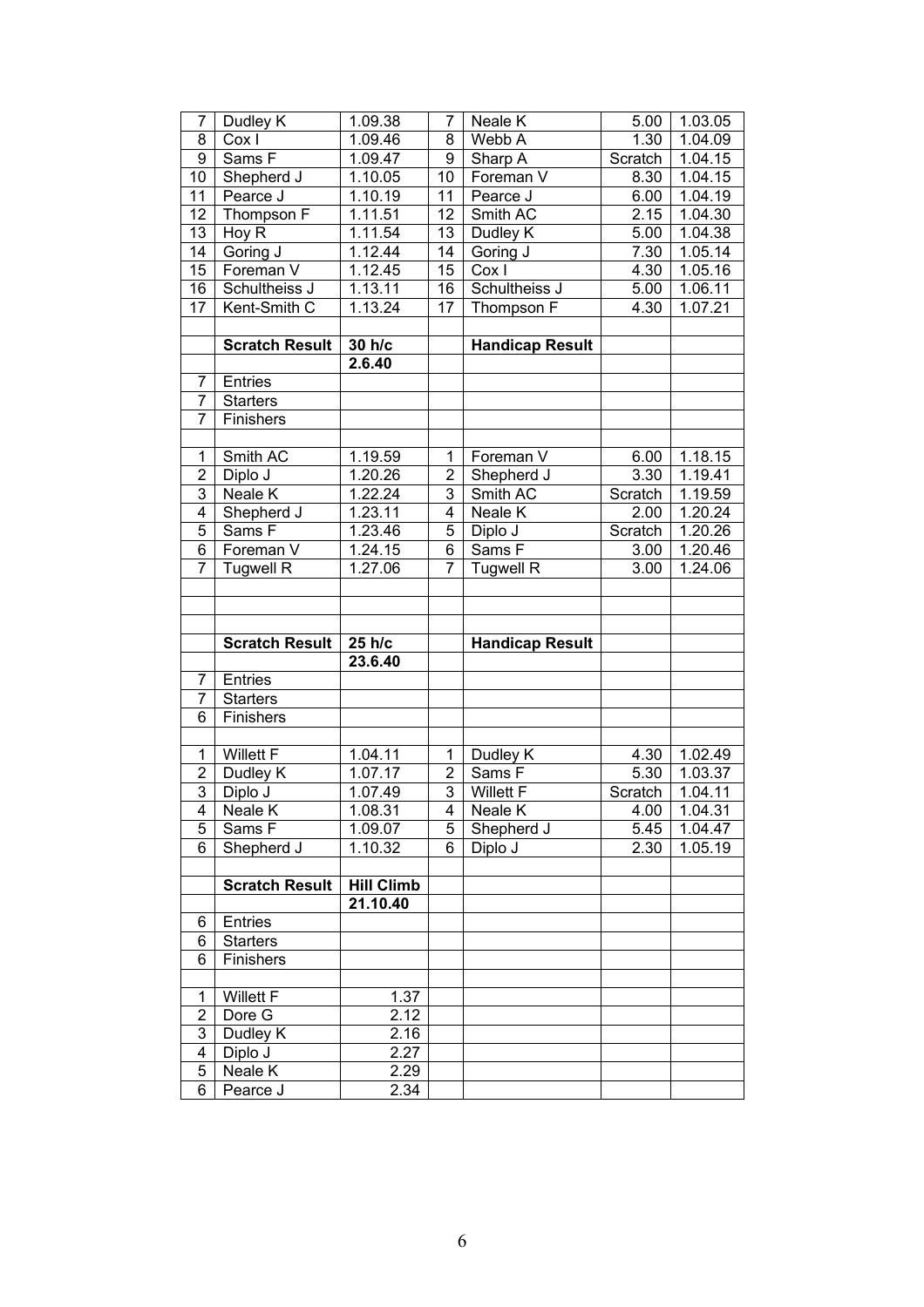| | | | | | | |
|---|---|---|---|---|---|---|
| 7 | Dudley K | 1.09.38 | 7 | Neale K | 5.00 | 1.03.05 |
| 8 | Cox I | 1.09.46 | 8 | Webb A | 1.30 | 1.04.09 |
| 9 | Sams F | 1.09.47 | 9 | Sharp A | Scratch | 1.04.15 |
| 10 | Shepherd J | 1.10.05 | 10 | Foreman V | 8.30 | 1.04.15 |
| 11 | Pearce J | 1.10.19 | 11 | Pearce J | 6.00 | 1.04.19 |
| 12 | Thompson F | 1.11.51 | 12 | Smith AC | 2.15 | 1.04.30 |
| 13 | Hoy R | 1.11.54 | 13 | Dudley K | 5.00 | 1.04.38 |
| 14 | Goring J | 1.12.44 | 14 | Goring J | 7.30 | 1.05.14 |
| 15 | Foreman V | 1.12.45 | 15 | Cox I | 4.30 | 1.05.16 |
| 16 | Schultheiss J | 1.13.11 | 16 | Schultheiss J | 5.00 | 1.06.11 |
| 17 | Kent-Smith C | 1.13.24 | 17 | Thompson F | 4.30 | 1.07.21 |
| | | | | | | |
| | **Scratch Result** | **30 h/c** | | **Handicap Result** | | |
| | | **2.6.40** | | | | |
| 7 | Entries | | | | | |
| 7 | Starters | | | | | |
| 7 | Finishers | | | | | |
| | | | | | | |
| 1 | Smith AC | 1.19.59 | 1 | Foreman V | 6.00 | 1.18.15 |
| 2 | Diplo J | 1.20.26 | 2 | Shepherd J | 3.30 | 1.19.41 |
| 3 | Neale K | 1.22.24 | 3 | Smith AC | Scratch | 1.19.59 |
| 4 | Shepherd J | 1.23.11 | 4 | Neale K | 2.00 | 1.20.24 |
| 5 | Sams F | 1.23.46 | 5 | Diplo J | Scratch | 1.20.26 |
| 6 | Foreman V | 1.24.15 | 6 | Sams F | 3.00 | 1.20.46 |
| 7 | Tugwell R | 1.27.06 | 7 | Tugwell R | 3.00 | 1.24.06 |
| | | | | | | |
| | | | | | | |
| | | | | | | |
| | **Scratch Result** | **25 h/c** | | **Handicap Result** | | |
| | | **23.6.40** | | | | |
| 7 | Entries | | | | | |
| 7 | Starters | | | | | |
| 6 | Finishers | | | | | |
| | | | | | | |
| 1 | Willett F | 1.04.11 | 1 | Dudley K | 4.30 | 1.02.49 |
| 2 | Dudley K | 1.07.17 | 2 | Sams F | 5.30 | 1.03.37 |
| 3 | Diplo J | 1.07.49 | 3 | Willett F | Scratch | 1.04.11 |
| 4 | Neale K | 1.08.31 | 4 | Neale K | 4.00 | 1.04.31 |
| 5 | Sams F | 1.09.07 | 5 | Shepherd J | 5.45 | 1.04.47 |
| 6 | Shepherd J | 1.10.32 | 6 | Diplo J | 2.30 | 1.05.19 |
| | | | | | | |
| | **Scratch Result** | **Hill Climb** | | | | |
| | | **21.10.40** | | | | |
| 6 | Entries | | | | | |
| 6 | Starters | | | | | |
| 6 | Finishers | | | | | |
| | | | | | | |
| 1 | Willett F | 1.37 | | | | |
| 2 | Dore G | 2.12 | | | | |
| 3 | Dudley K | 2.16 | | | | |
| 4 | Diplo J | 2.27 | | | | |
| 5 | Neale K | 2.29 | | | | |
| 6 | Pearce J | 2.34 | | | | |